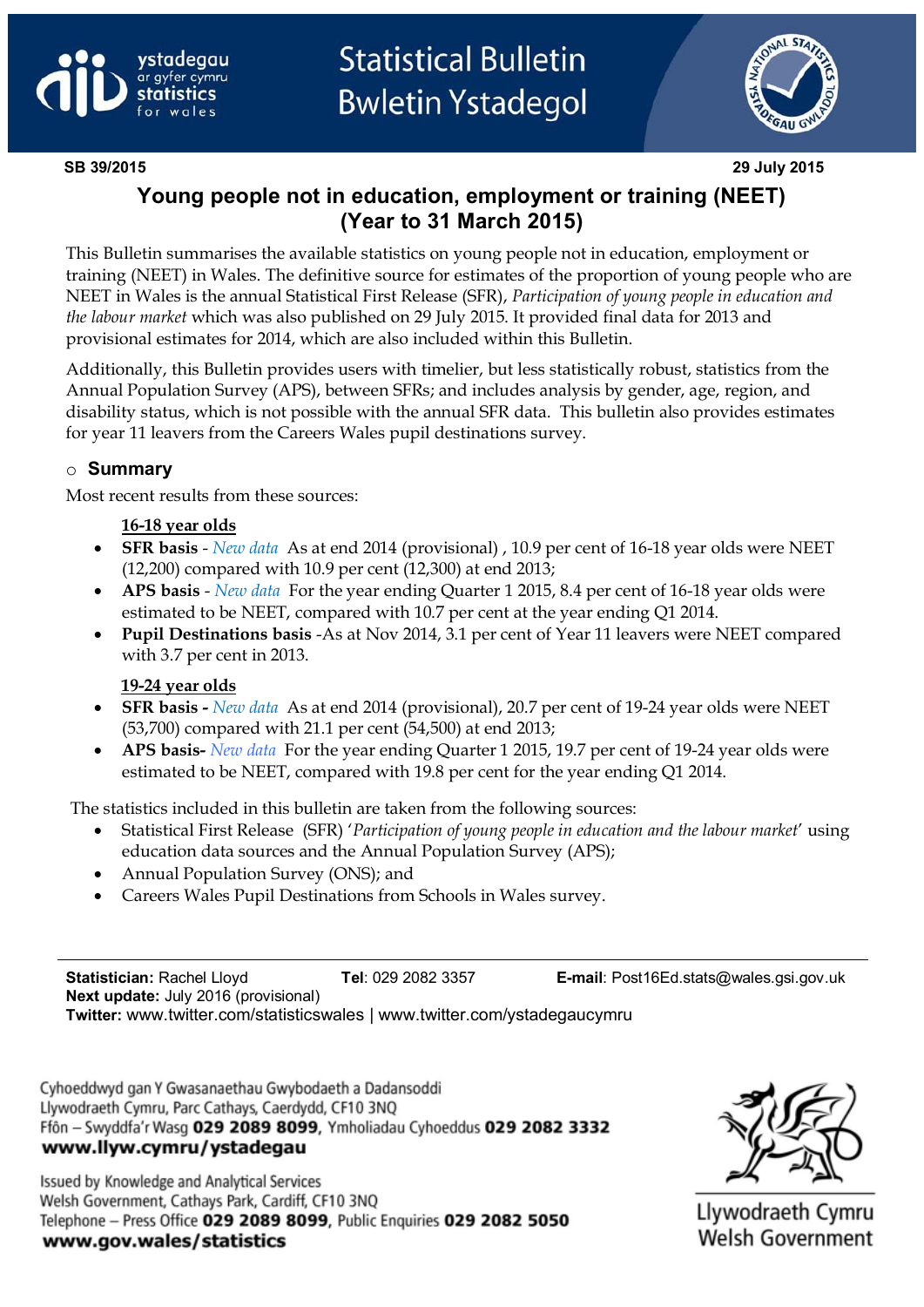ystadegau ar gyfer cymru
statistics for wales

# Statistical Bulletin
# Bwletin Ystadegol

**SB 39/2015** **29 July 2015**

# Young people not in education, employment or training (NEET) (Year to 31 March 2015)

This Bulletin summarises the available statistics on young people not in education, employment or training (NEET) in Wales. The definitive source for estimates of the proportion of young people who are NEET in Wales is the annual Statistical First Release (SFR), *Participation of young people in education and the labour market* which was also published on 29 July 2015. It provided final data for 2013 and provisional estimates for 2014, which are also included within this Bulletin.

Additionally, this Bulletin provides users with timelier, but less statistically robust, statistics from the Annual Population Survey (APS), between SFRs; and includes analysis by gender, age, region, and disability status, which is not possible with the annual SFR data. This bulletin also provides estimates for year 11 leavers from the Careers Wales pupil destinations survey.

## Summary

Most recent results from these sources:

**16-18 year olds**

- **SFR basis** - *New data* As at end 2014 (provisional) , 10.9 per cent of 16-18 year olds were NEET (12,200) compared with 10.9 per cent (12,300) at end 2013;
- **APS basis** - *New data* For the year ending Quarter 1 2015, 8.4 per cent of 16-18 year olds were estimated to be NEET, compared with 10.7 per cent at the year ending Q1 2014.
- **Pupil Destinations basis** -As at Nov 2014, 3.1 per cent of Year 11 leavers were NEET compared with 3.7 per cent in 2013.

**19-24 year olds**

- **SFR basis -** *New data* As at end 2014 (provisional), 20.7 per cent of 19-24 year olds were NEET (53,700) compared with 21.1 per cent (54,500) at end 2013;
- **APS basis-** *New data* For the year ending Quarter 1 2015, 19.7 per cent of 19-24 year olds were estimated to be NEET, compared with 19.8 per cent for the year ending Q1 2014.

The statistics included in this bulletin are taken from the following sources:

- Statistical First Release (SFR) '*Participation of young people in education and the labour market*' using education data sources and the Annual Population Survey (APS);
- Annual Population Survey (ONS); and
- Careers Wales Pupil Destinations from Schools in Wales survey.

---

**Statistician:** Rachel Lloyd **Tel**: 029 2082 3357 **E-mail**: Post16Ed.stats@wales.gsi.gov.uk
**Next update:** July 2016 (provisional)
**Twitter:** www.twitter.com/statisticswales | www.twitter.com/ystadegaucymru

Cyhoeddwyd gan Y Gwasanaethau Gwybodaeth a Dadansoddi
Llywodraeth Cymru, Parc Cathays, Caerdydd, CF10 3NQ
Ffôn – Swyddfa'r Wasg **029 2089 8099**, Ymholiadau Cyhoeddus **029 2082 3332**
**www.llyw.cymru/ystadegau**

Issued by Knowledge and Analytical Services
Welsh Government, Cathays Park, Cardiff, CF10 3NQ
Telephone – Press Office **029 2089 8099**, Public Enquiries **029 2082 5050**
**www.gov.wales/statistics**

Llywodraeth Cymru
Welsh Government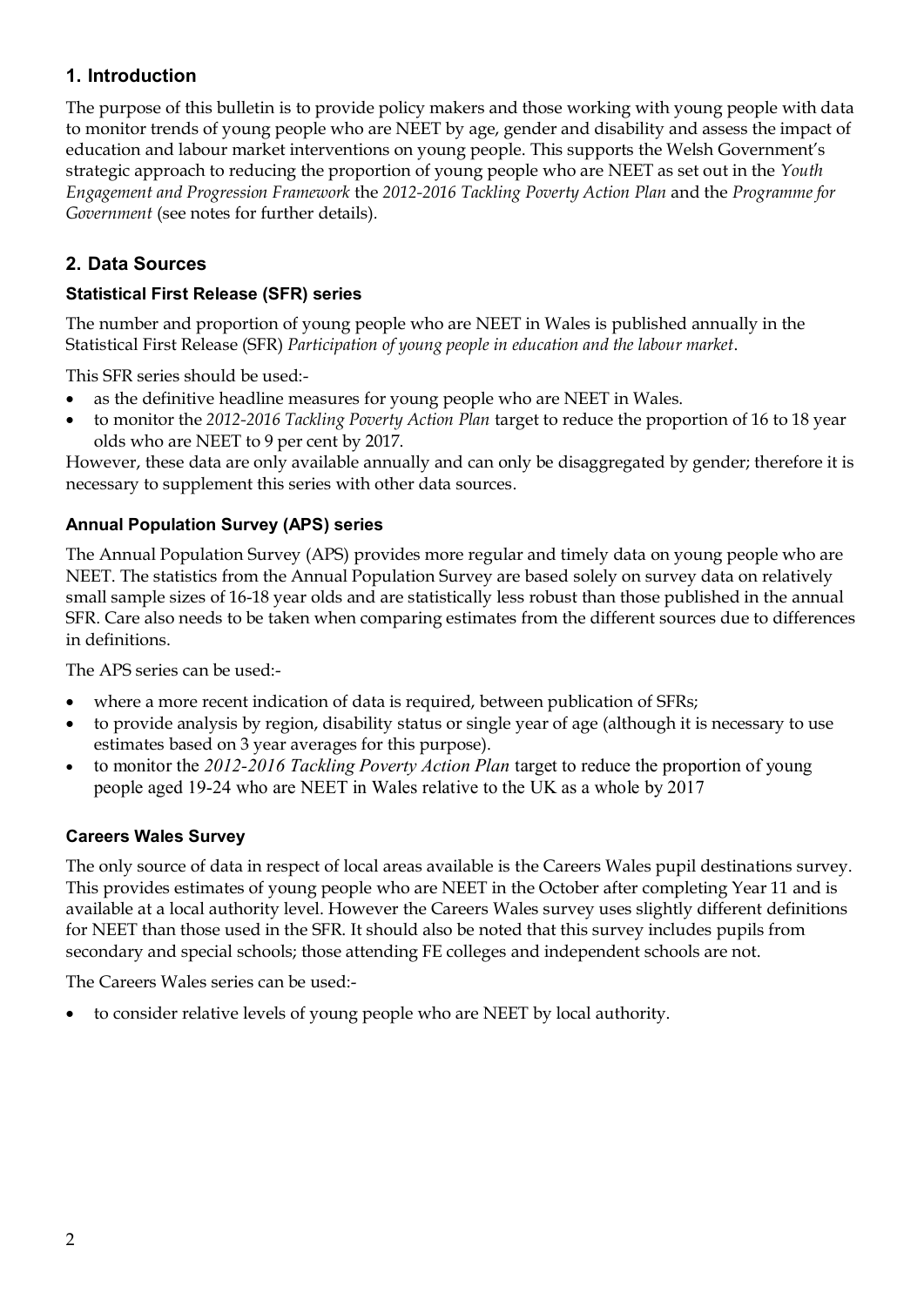## 1. Introduction

The purpose of this bulletin is to provide policy makers and those working with young people with data to monitor trends of young people who are NEET by age, gender and disability and assess the impact of education and labour market interventions on young people. This supports the Welsh Government's strategic approach to reducing the proportion of young people who are NEET as set out in the *Youth Engagement and Progression Framework* the *2012-2016 Tackling Poverty Action Plan* and the *Programme for Government* (see notes for further details).

## 2. Data Sources

### Statistical First Release (SFR) series

The number and proportion of young people who are NEET in Wales is published annually in the Statistical First Release (SFR) *Participation of young people in education and the labour market*.

This SFR series should be used:-

- as the definitive headline measures for young people who are NEET in Wales.
- to monitor the *2012-2016 Tackling Poverty Action Plan* target to reduce the proportion of 16 to 18 year olds who are NEET to 9 per cent by 2017.

However, these data are only available annually and can only be disaggregated by gender; therefore it is necessary to supplement this series with other data sources.

### Annual Population Survey (APS) series

The Annual Population Survey (APS) provides more regular and timely data on young people who are NEET. The statistics from the Annual Population Survey are based solely on survey data on relatively small sample sizes of 16-18 year olds and are statistically less robust than those published in the annual SFR. Care also needs to be taken when comparing estimates from the different sources due to differences in definitions.

The APS series can be used:-

- where a more recent indication of data is required, between publication of SFRs;
- to provide analysis by region, disability status or single year of age (although it is necessary to use estimates based on 3 year averages for this purpose).
- to monitor the *2012-2016 Tackling Poverty Action Plan* target to reduce the proportion of young people aged 19-24 who are NEET in Wales relative to the UK as a whole by 2017

### Careers Wales Survey

The only source of data in respect of local areas available is the Careers Wales pupil destinations survey. This provides estimates of young people who are NEET in the October after completing Year 11 and is available at a local authority level. However the Careers Wales survey uses slightly different definitions for NEET than those used in the SFR. It should also be noted that this survey includes pupils from secondary and special schools; those attending FE colleges and independent schools are not.

The Careers Wales series can be used:-

- to consider relative levels of young people who are NEET by local authority.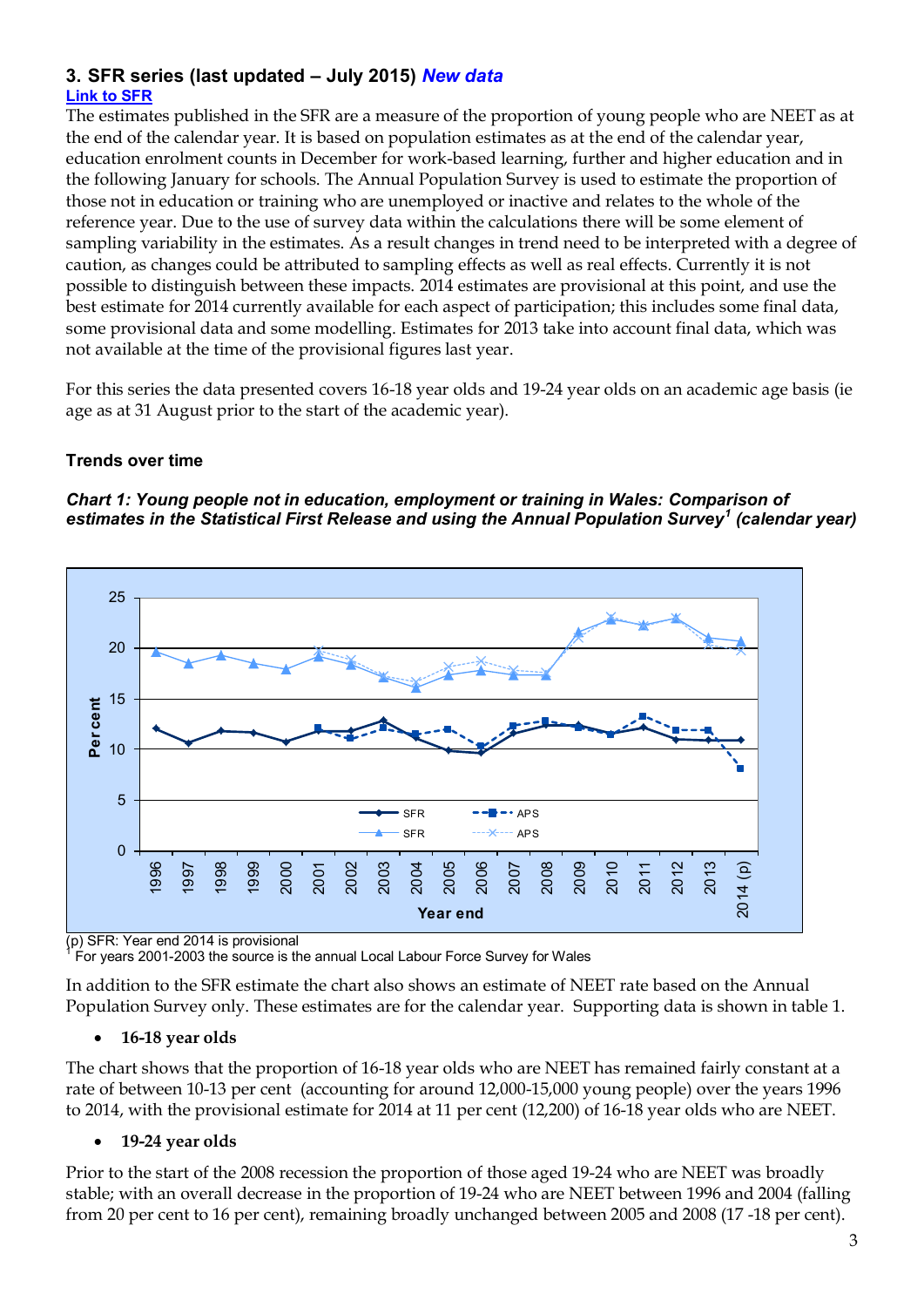### 3. SFR series (last updated – July 2015) *New data*

[Link to SFR]

The estimates published in the SFR are a measure of the proportion of young people who are NEET as at the end of the calendar year. It is based on population estimates as at the end of the calendar year, education enrolment counts in December for work-based learning, further and higher education and in the following January for schools. The Annual Population Survey is used to estimate the proportion of those not in education or training who are unemployed or inactive and relates to the whole of the reference year. Due to the use of survey data within the calculations there will be some element of sampling variability in the estimates. As a result changes in trend need to be interpreted with a degree of caution, as changes could be attributed to sampling effects as well as real effects. Currently it is not possible to distinguish between these impacts. 2014 estimates are provisional at this point, and use the best estimate for 2014 currently available for each aspect of participation; this includes some final data, some provisional data and some modelling. Estimates for 2013 take into account final data, which was not available at the time of the provisional figures last year.

For this series the data presented covers 16-18 year olds and 19-24 year olds on an academic age basis (ie age as at 31 August prior to the start of the academic year).

**Trends over time**

***Chart 1: Young people not in education, employment or training in Wales: Comparison of estimates in the Statistical First Release and using the Annual Population Survey[1] (calendar year)***

(p) SFR: Year end 2014 is provisional

[1] For years 2001-2003 the source is the annual Local Labour Force Survey for Wales

In addition to the SFR estimate the chart also shows an estimate of NEET rate based on the Annual Population Survey only. These estimates are for the calendar year. Supporting data is shown in table 1.

- **16-18 year olds**

The chart shows that the proportion of 16-18 year olds who are NEET has remained fairly constant at a rate of between 10-13 per cent (accounting for around 12,000-15,000 young people) over the years 1996 to 2014, with the provisional estimate for 2014 at 11 per cent (12,200) of 16-18 year olds who are NEET.

- **19-24 year olds**

Prior to the start of the 2008 recession the proportion of those aged 19-24 who are NEET was broadly stable; with an overall decrease in the proportion of 19-24 who are NEET between 1996 and 2004 (falling from 20 per cent to 16 per cent), remaining broadly unchanged between 2005 and 2008 (17 -18 per cent).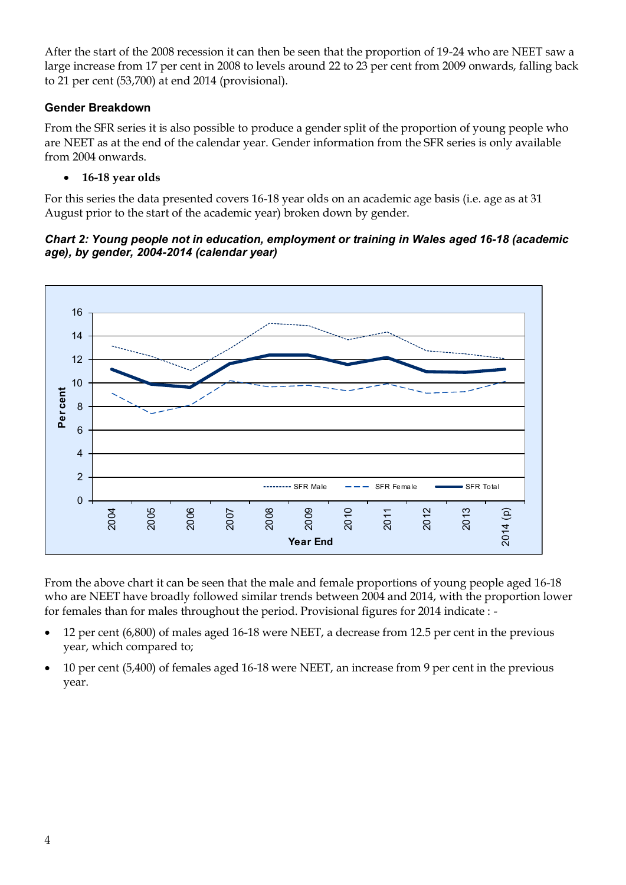After the start of the 2008 recession it can then be seen that the proportion of 19-24 who are NEET saw a large increase from 17 per cent in 2008 to levels around 22 to 23 per cent from 2009 onwards, falling back to 21 per cent (53,700) at end 2014 (provisional).

### Gender Breakdown

From the SFR series it is also possible to produce a gender split of the proportion of young people who are NEET as at the end of the calendar year. Gender information from the SFR series is only available from 2004 onwards.

- **16-18 year olds**

For this series the data presented covers 16-18 year olds on an academic age basis (i.e. age as at 31 August prior to the start of the academic year) broken down by gender.

***Chart 2: Young people not in education, employment or training in Wales aged 16-18 (academic age), by gender, 2004-2014 (calendar year)***

From the above chart it can be seen that the male and female proportions of young people aged 16-18 who are NEET have broadly followed similar trends between 2004 and 2014, with the proportion lower for females than for males throughout the period. Provisional figures for 2014 indicate : -

- 12 per cent (6,800) of males aged 16-18 were NEET, a decrease from 12.5 per cent in the previous year, which compared to;
- 10 per cent (5,400) of females aged 16-18 were NEET, an increase from 9 per cent in the previous year.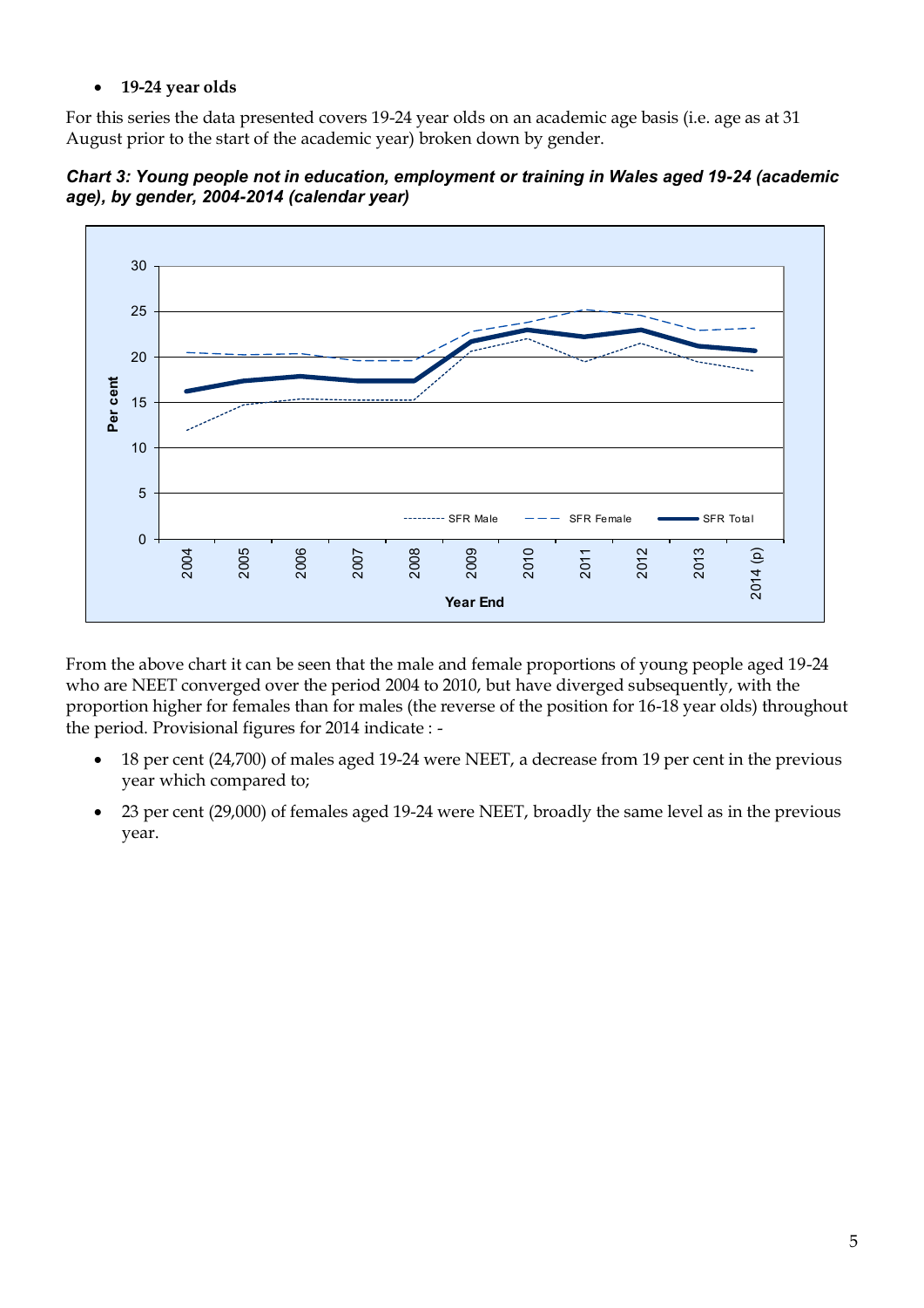- **19-24 year olds**

For this series the data presented covers 19-24 year olds on an academic age basis (i.e. age as at 31 August prior to the start of the academic year) broken down by gender.

***Chart 3: Young people not in education, employment or training in Wales aged 19-24 (academic age), by gender, 2004-2014 (calendar year)***

From the above chart it can be seen that the male and female proportions of young people aged 19-24 who are NEET converged over the period 2004 to 2010, but have diverged subsequently, with the proportion higher for females than for males (the reverse of the position for 16-18 year olds) throughout the period. Provisional figures for 2014 indicate : -

- 18 per cent (24,700) of males aged 19-24 were NEET, a decrease from 19 per cent in the previous year which compared to;
- 23 per cent (29,000) of females aged 19-24 were NEET, broadly the same level as in the previous year.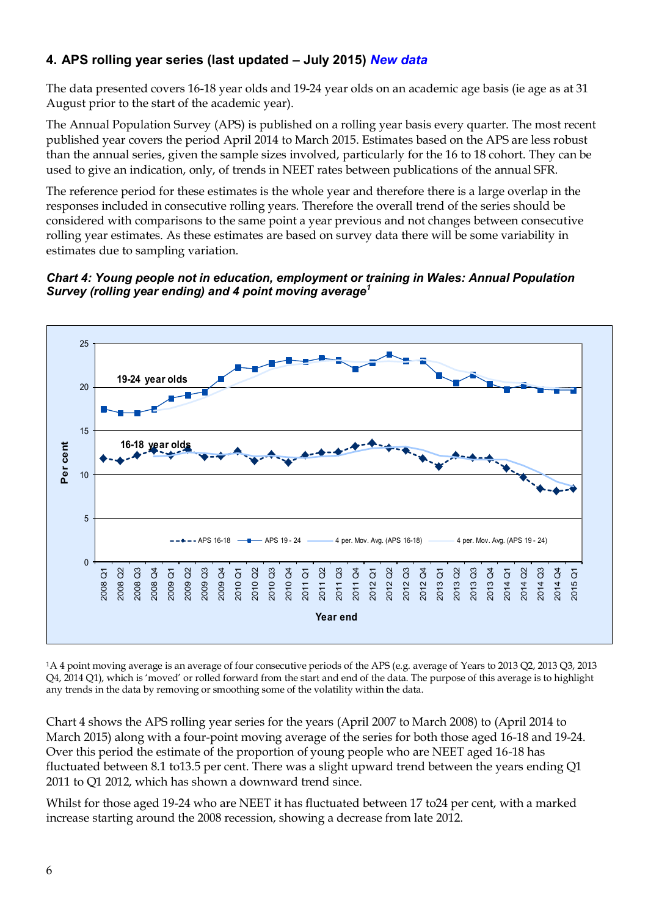## 4. APS rolling year series (last updated – July 2015) *New data*

The data presented covers 16-18 year olds and 19-24 year olds on an academic age basis (ie age as at 31 August prior to the start of the academic year).

The Annual Population Survey (APS) is published on a rolling year basis every quarter. The most recent published year covers the period April 2014 to March 2015. Estimates based on the APS are less robust than the annual series, given the sample sizes involved, particularly for the 16 to 18 cohort. They can be used to give an indication, only, of trends in NEET rates between publications of the annual SFR.

The reference period for these estimates is the whole year and therefore there is a large overlap in the responses included in consecutive rolling years. Therefore the overall trend of the series should be considered with comparisons to the same point a year previous and not changes between consecutive rolling year estimates. As these estimates are based on survey data there will be some variability in estimates due to sampling variation.

***Chart 4: Young people not in education, employment or training in Wales: Annual Population Survey (rolling year ending) and 4 point moving average[1]***

[1]A 4 point moving average is an average of four consecutive periods of the APS (e.g. average of Years to 2013 Q2, 2013 Q3, 2013 Q4, 2014 Q1), which is 'moved' or rolled forward from the start and end of the data. The purpose of this average is to highlight any trends in the data by removing or smoothing some of the volatility within the data.

Chart 4 shows the APS rolling year series for the years (April 2007 to March 2008) to (April 2014 to March 2015) along with a four-point moving average of the series for both those aged 16-18 and 19-24. Over this period the estimate of the proportion of young people who are NEET aged 16-18 has fluctuated between 8.1 to13.5 per cent. There was a slight upward trend between the years ending Q1 2011 to Q1 2012, which has shown a downward trend since.

Whilst for those aged 19-24 who are NEET it has fluctuated between 17 to24 per cent, with a marked increase starting around the 2008 recession, showing a decrease from late 2012.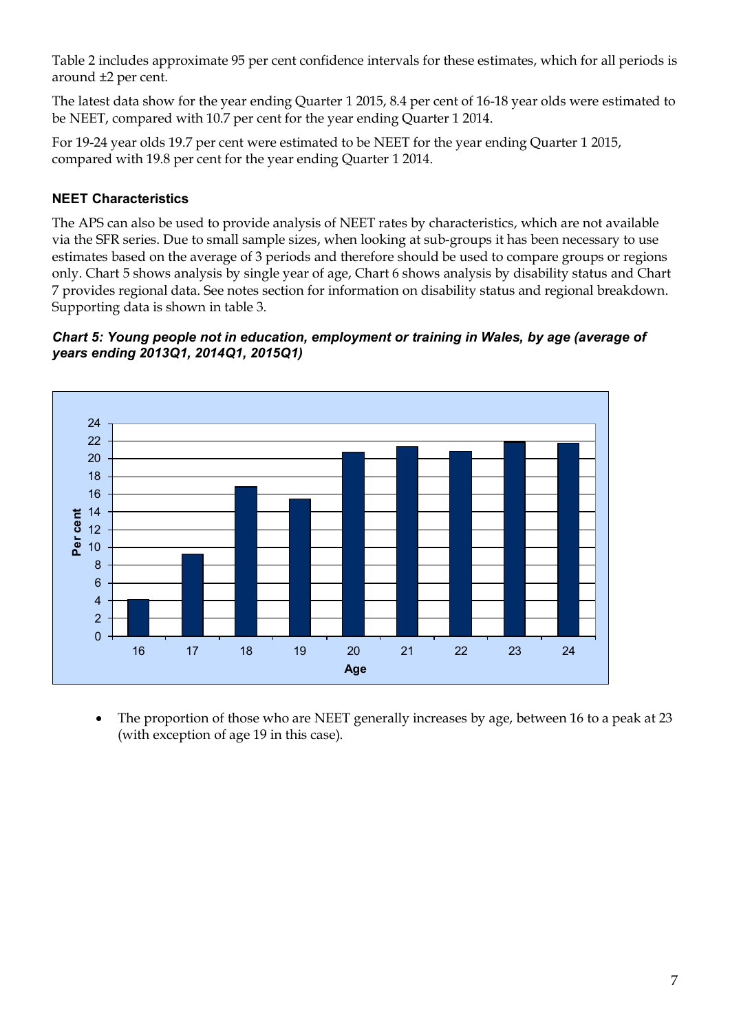Table 2 includes approximate 95 per cent confidence intervals for these estimates, which for all periods is around ±2 per cent.

The latest data show for the year ending Quarter 1 2015, 8.4 per cent of 16-18 year olds were estimated to be NEET, compared with 10.7 per cent for the year ending Quarter 1 2014.

For 19-24 year olds 19.7 per cent were estimated to be NEET for the year ending Quarter 1 2015, compared with 19.8 per cent for the year ending Quarter 1 2014.

### NEET Characteristics

The APS can also be used to provide analysis of NEET rates by characteristics, which are not available via the SFR series. Due to small sample sizes, when looking at sub-groups it has been necessary to use estimates based on the average of 3 periods and therefore should be used to compare groups or regions only. Chart 5 shows analysis by single year of age, Chart 6 shows analysis by disability status and Chart 7 provides regional data. See notes section for information on disability status and regional breakdown. Supporting data is shown in table 3.

***Chart 5: Young people not in education, employment or training in Wales, by age (average of years ending 2013Q1, 2014Q1, 2015Q1)***

- The proportion of those who are NEET generally increases by age, between 16 to a peak at 23 (with exception of age 19 in this case).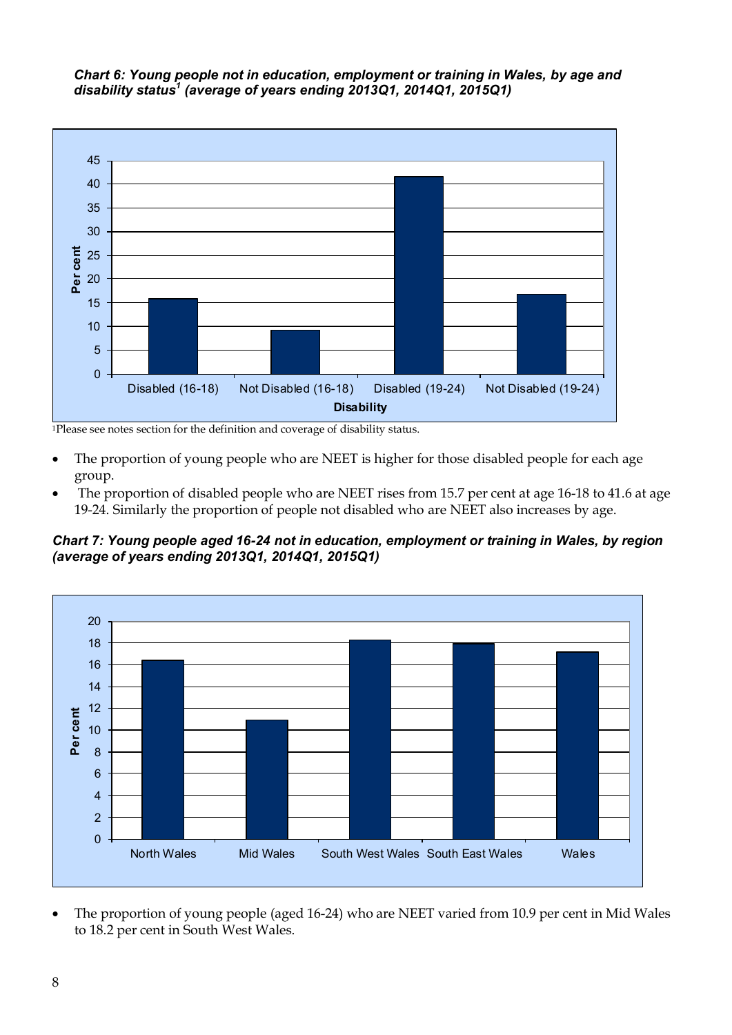***Chart 6: Young people not in education, employment or training in Wales, by age and disability status[1] (average of years ending 2013Q1, 2014Q1, 2015Q1)***

[1]Please see notes section for the definition and coverage of disability status.

- The proportion of young people who are NEET is higher for those disabled people for each age group.
- The proportion of disabled people who are NEET rises from 15.7 per cent at age 16-18 to 41.6 at age 19-24. Similarly the proportion of people not disabled who are NEET also increases by age.

***Chart 7: Young people aged 16-24 not in education, employment or training in Wales, by region (average of years ending 2013Q1, 2014Q1, 2015Q1)***

- The proportion of young people (aged 16-24) who are NEET varied from 10.9 per cent in Mid Wales to 18.2 per cent in South West Wales.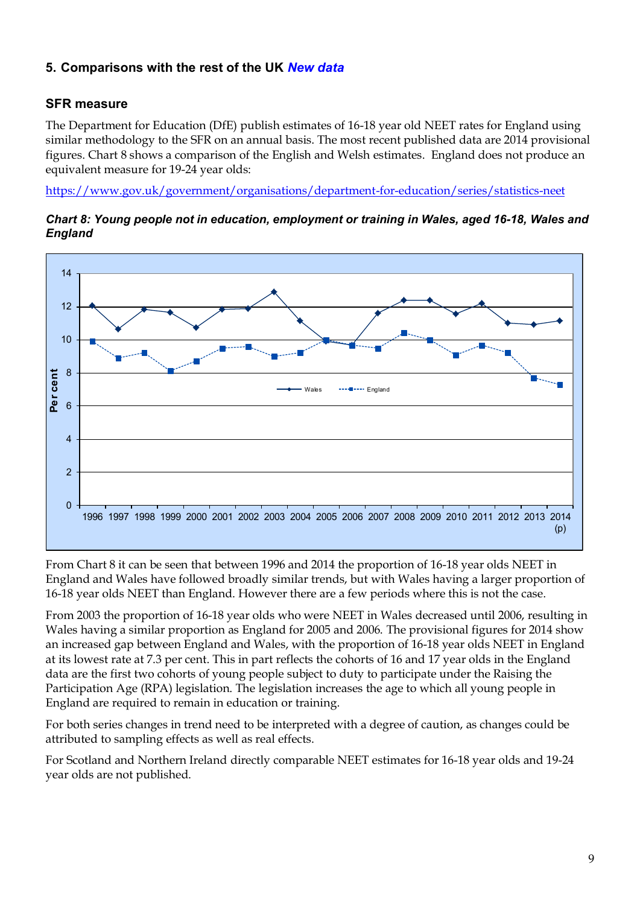## 5. Comparisons with the rest of the UK *New data*

### SFR measure

The Department for Education (DfE) publish estimates of 16-18 year old NEET rates for England using similar methodology to the SFR on an annual basis. The most recent published data are 2014 provisional figures. Chart 8 shows a comparison of the English and Welsh estimates. England does not produce an equivalent measure for 19-24 year olds:

https://www.gov.uk/government/organisations/department-for-education/series/statistics-neet

***Chart 8: Young people not in education, employment or training in Wales, aged 16-18, Wales and England***

From Chart 8 it can be seen that between 1996 and 2014 the proportion of 16-18 year olds NEET in England and Wales have followed broadly similar trends, but with Wales having a larger proportion of 16-18 year olds NEET than England. However there are a few periods where this is not the case.

From 2003 the proportion of 16-18 year olds who were NEET in Wales decreased until 2006, resulting in Wales having a similar proportion as England for 2005 and 2006. The provisional figures for 2014 show an increased gap between England and Wales, with the proportion of 16-18 year olds NEET in England at its lowest rate at 7.3 per cent. This in part reflects the cohorts of 16 and 17 year olds in the England data are the first two cohorts of young people subject to duty to participate under the Raising the Participation Age (RPA) legislation. The legislation increases the age to which all young people in England are required to remain in education or training.

For both series changes in trend need to be interpreted with a degree of caution, as changes could be attributed to sampling effects as well as real effects.

For Scotland and Northern Ireland directly comparable NEET estimates for 16-18 year olds and 19-24 year olds are not published.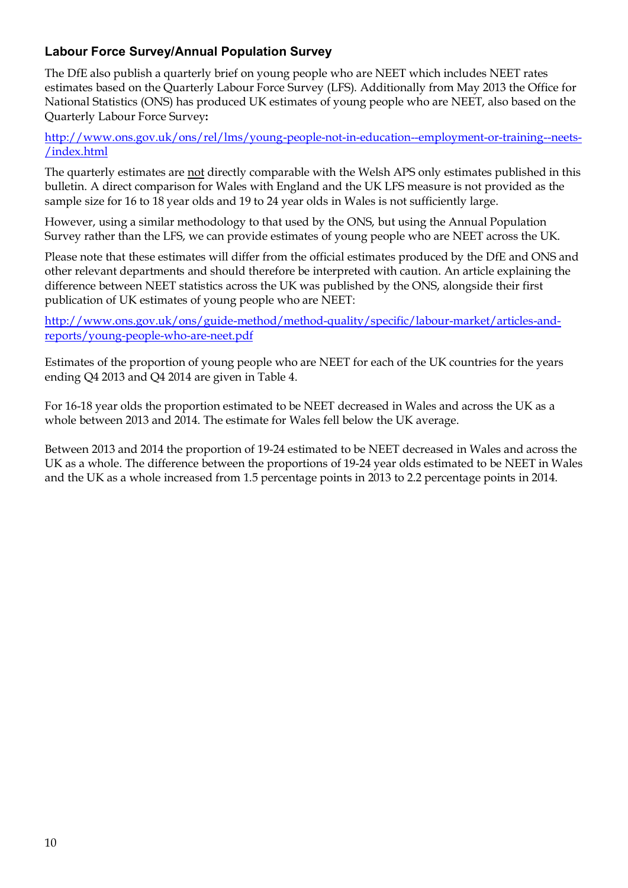### Labour Force Survey/Annual Population Survey

The DfE also publish a quarterly brief on young people who are NEET which includes NEET rates estimates based on the Quarterly Labour Force Survey (LFS). Additionally from May 2013 the Office for National Statistics (ONS) has produced UK estimates of young people who are NEET, also based on the Quarterly Labour Force Survey**:**

http://www.ons.gov.uk/ons/rel/lms/young-people-not-in-education--employment-or-training--neets-/index.html

The quarterly estimates are not directly comparable with the Welsh APS only estimates published in this bulletin. A direct comparison for Wales with England and the UK LFS measure is not provided as the sample size for 16 to 18 year olds and 19 to 24 year olds in Wales is not sufficiently large.

However, using a similar methodology to that used by the ONS, but using the Annual Population Survey rather than the LFS, we can provide estimates of young people who are NEET across the UK.

Please note that these estimates will differ from the official estimates produced by the DfE and ONS and other relevant departments and should therefore be interpreted with caution. An article explaining the difference between NEET statistics across the UK was published by the ONS, alongside their first publication of UK estimates of young people who are NEET:

http://www.ons.gov.uk/ons/guide-method/method-quality/specific/labour-market/articles-and-reports/young-people-who-are-neet.pdf

Estimates of the proportion of young people who are NEET for each of the UK countries for the years ending Q4 2013 and Q4 2014 are given in Table 4.

For 16-18 year olds the proportion estimated to be NEET decreased in Wales and across the UK as a whole between 2013 and 2014. The estimate for Wales fell below the UK average.

Between 2013 and 2014 the proportion of 19-24 estimated to be NEET decreased in Wales and across the UK as a whole. The difference between the proportions of 19-24 year olds estimated to be NEET in Wales and the UK as a whole increased from 1.5 percentage points in 2013 to 2.2 percentage points in 2014.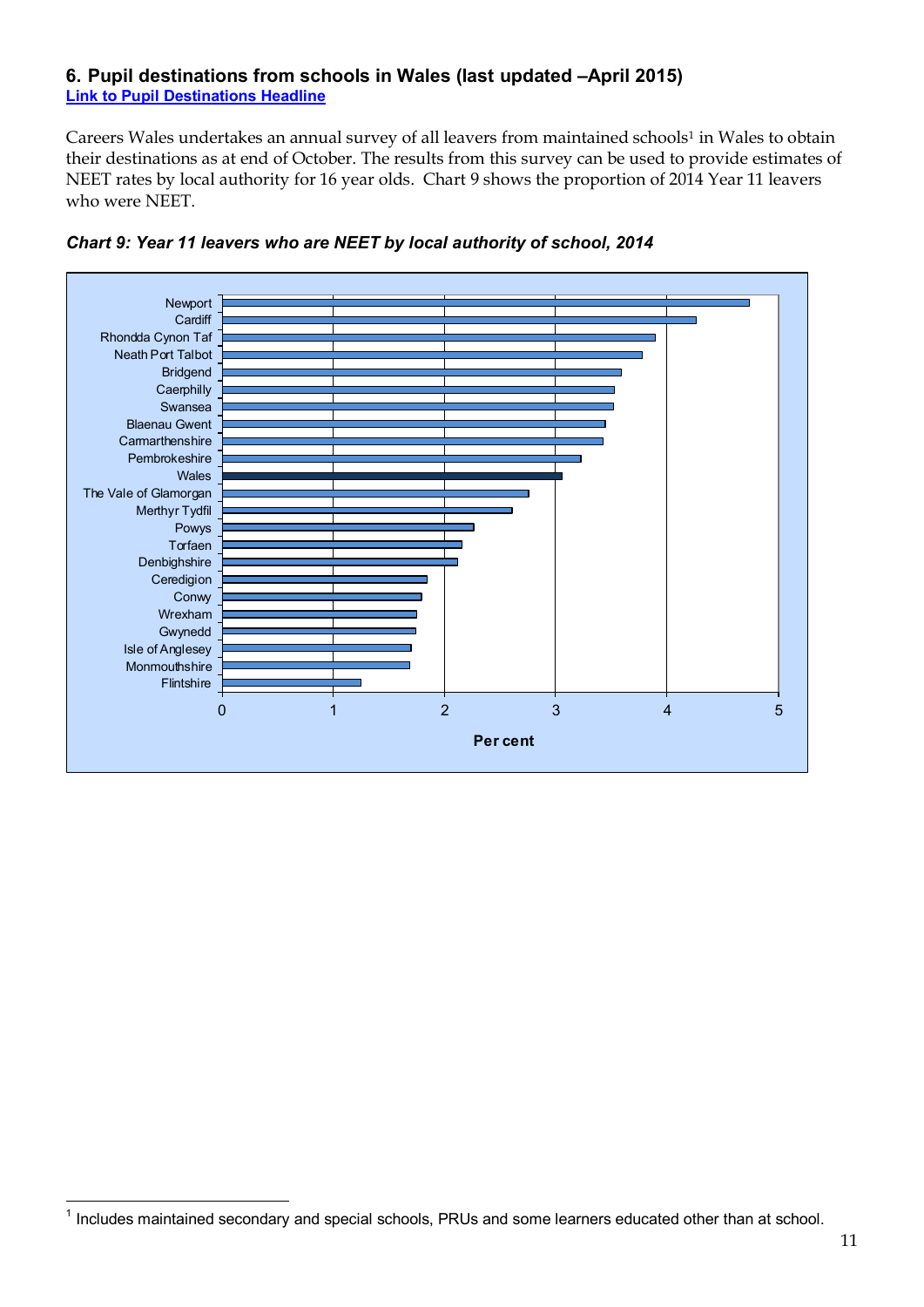## 6. Pupil destinations from schools in Wales (last updated –April 2015)

[Link to Pupil Destinations Headline]

Careers Wales undertakes an annual survey of all leavers from maintained schools[1] in Wales to obtain their destinations as at end of October. The results from this survey can be used to provide estimates of NEET rates by local authority for 16 year olds. Chart 9 shows the proportion of 2014 Year 11 leavers who were NEET.

***Chart 9: Year 11 leavers who are NEET by local authority of school, 2014***

Newport
Cardiff
Rhondda Cynon Taf
Neath Port Talbot
Bridgend
Caerphilly
Swansea
Blaenau Gwent
Carmarthenshire
Pembrokeshire
Wales
The Vale of Glamorgan
Merthyr Tydfil
Powys
Torfaen
Denbighshire
Ceredigion
Conwy
Wrexham
Gwynedd
Isle of Anglesey
Monmouthshire
Flintshire

0 1 2 3 4 5

Per cent

---

[1] Includes maintained secondary and special schools, PRUs and some learners educated other than at school.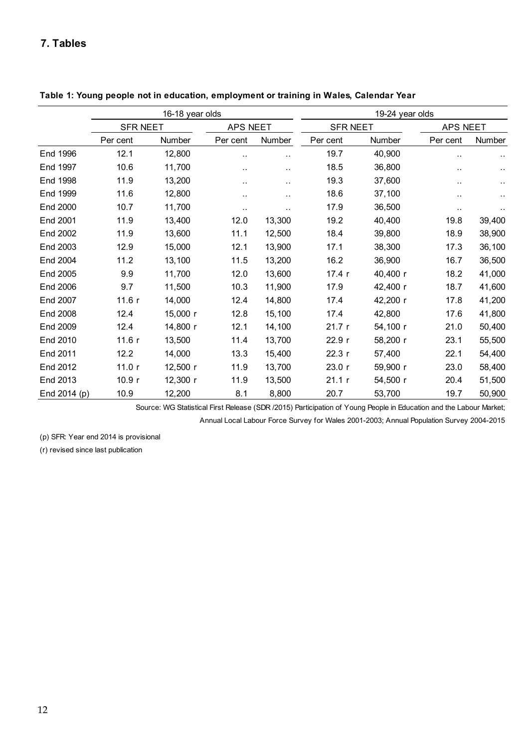## 7. Tables

**Table 1: Young people not in education, employment or training in Wales, Calendar Year**

| | 16-18 year olds | | | | 19-24 year olds | | | |
|---|---|---|---|---|---|---|---|---|
| | SFR NEET | | APS NEET | | SFR NEET | | APS NEET | |
| | Per cent | Number | Per cent | Number | Per cent | Number | Per cent | Number |
| End 1996 | 12.1 | 12,800 | .. | .. | 19.7 | 40,900 | .. | .. |
| End 1997 | 10.6 | 11,700 | .. | .. | 18.5 | 36,800 | .. | .. |
| End 1998 | 11.9 | 13,200 | .. | .. | 19.3 | 37,600 | .. | .. |
| End 1999 | 11.6 | 12,800 | .. | .. | 18.6 | 37,100 | .. | .. |
| End 2000 | 10.7 | 11,700 | .. | .. | 17.9 | 36,500 | .. | .. |
| End 2001 | 11.9 | 13,400 | 12.0 | 13,300 | 19.2 | 40,400 | 19.8 | 39,400 |
| End 2002 | 11.9 | 13,600 | 11.1 | 12,500 | 18.4 | 39,800 | 18.9 | 38,900 |
| End 2003 | 12.9 | 15,000 | 12.1 | 13,900 | 17.1 | 38,300 | 17.3 | 36,100 |
| End 2004 | 11.2 | 13,100 | 11.5 | 13,200 | 16.2 | 36,900 | 16.7 | 36,500 |
| End 2005 | 9.9 | 11,700 | 12.0 | 13,600 | 17.4 r | 40,400 r | 18.2 | 41,000 |
| End 2006 | 9.7 | 11,500 | 10.3 | 11,900 | 17.9 | 42,400 r | 18.7 | 41,600 |
| End 2007 | 11.6 r | 14,000 | 12.4 | 14,800 | 17.4 | 42,200 r | 17.8 | 41,200 |
| End 2008 | 12.4 | 15,000 r | 12.8 | 15,100 | 17.4 | 42,800 | 17.6 | 41,800 |
| End 2009 | 12.4 | 14,800 r | 12.1 | 14,100 | 21.7 r | 54,100 r | 21.0 | 50,400 |
| End 2010 | 11.6 r | 13,500 | 11.4 | 13,700 | 22.9 r | 58,200 r | 23.1 | 55,500 |
| End 2011 | 12.2 | 14,000 | 13.3 | 15,400 | 22.3 r | 57,400 | 22.1 | 54,400 |
| End 2012 | 11.0 r | 12,500 r | 11.9 | 13,700 | 23.0 r | 59,900 r | 23.0 | 58,400 |
| End 2013 | 10.9 r | 12,300 r | 11.9 | 13,500 | 21.1 r | 54,500 r | 20.4 | 51,500 |
| End 2014 (p) | 10.9 | 12,200 | 8.1 | 8,800 | 20.7 | 53,700 | 19.7 | 50,900 |

Source: WG Statistical First Release (SDR /2015) Participation of Young People in Education and the Labour Market; Annual Local Labour Force Survey for Wales 2001-2003; Annual Population Survey 2004-2015

(p) SFR: Year end 2014 is provisional

(r) revised since last publication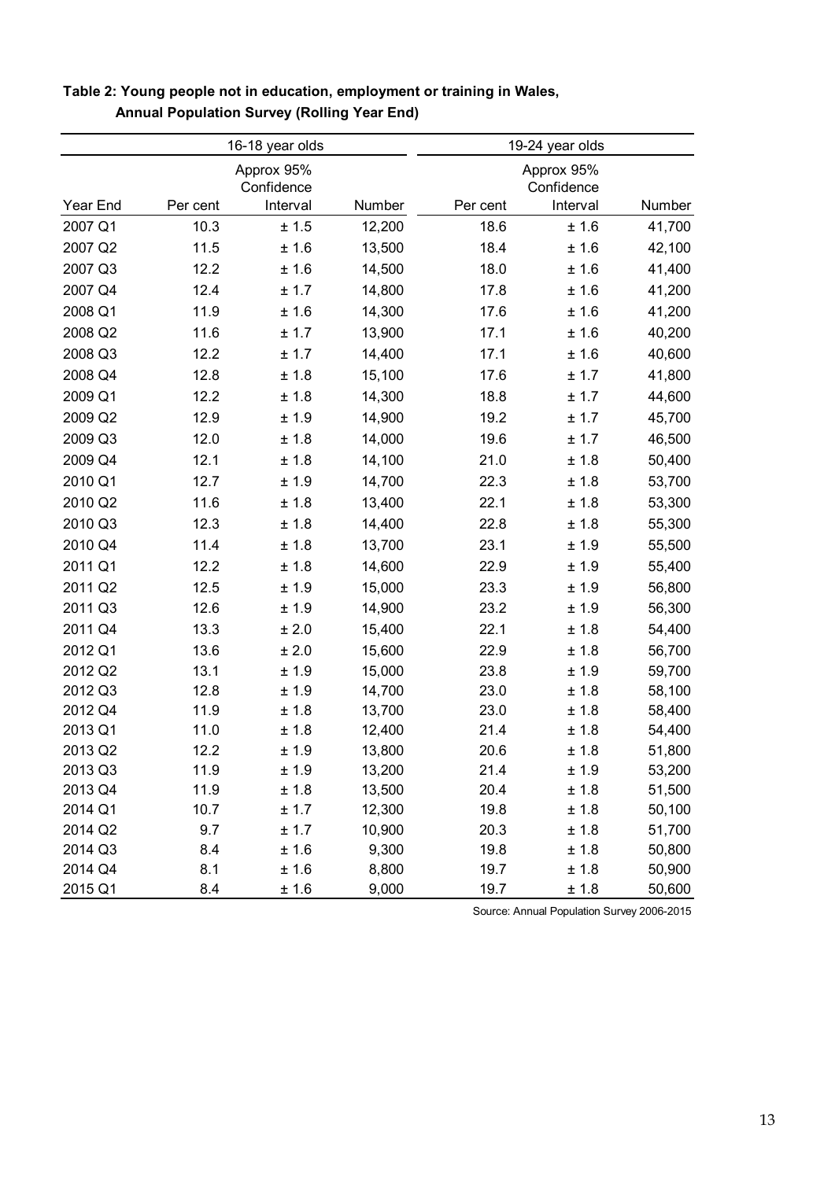**Table 2: Young people not in education, employment or training in Wales, Annual Population Survey (Rolling Year End)**

| | 16-18 year olds | | | 19-24 year olds | | |
|---|---|---|---|---|---|---|
| Year End | Per cent | Approx 95% Confidence Interval | Number | Per cent | Approx 95% Confidence Interval | Number |
| 2007 Q1 | 10.3 | ± 1.5 | 12,200 | 18.6 | ± 1.6 | 41,700 |
| 2007 Q2 | 11.5 | ± 1.6 | 13,500 | 18.4 | ± 1.6 | 42,100 |
| 2007 Q3 | 12.2 | ± 1.6 | 14,500 | 18.0 | ± 1.6 | 41,400 |
| 2007 Q4 | 12.4 | ± 1.7 | 14,800 | 17.8 | ± 1.6 | 41,200 |
| 2008 Q1 | 11.9 | ± 1.6 | 14,300 | 17.6 | ± 1.6 | 41,200 |
| 2008 Q2 | 11.6 | ± 1.7 | 13,900 | 17.1 | ± 1.6 | 40,200 |
| 2008 Q3 | 12.2 | ± 1.7 | 14,400 | 17.1 | ± 1.6 | 40,600 |
| 2008 Q4 | 12.8 | ± 1.8 | 15,100 | 17.6 | ± 1.7 | 41,800 |
| 2009 Q1 | 12.2 | ± 1.8 | 14,300 | 18.8 | ± 1.7 | 44,600 |
| 2009 Q2 | 12.9 | ± 1.9 | 14,900 | 19.2 | ± 1.7 | 45,700 |
| 2009 Q3 | 12.0 | ± 1.8 | 14,000 | 19.6 | ± 1.7 | 46,500 |
| 2009 Q4 | 12.1 | ± 1.8 | 14,100 | 21.0 | ± 1.8 | 50,400 |
| 2010 Q1 | 12.7 | ± 1.9 | 14,700 | 22.3 | ± 1.8 | 53,700 |
| 2010 Q2 | 11.6 | ± 1.8 | 13,400 | 22.1 | ± 1.8 | 53,300 |
| 2010 Q3 | 12.3 | ± 1.8 | 14,400 | 22.8 | ± 1.8 | 55,300 |
| 2010 Q4 | 11.4 | ± 1.8 | 13,700 | 23.1 | ± 1.9 | 55,500 |
| 2011 Q1 | 12.2 | ± 1.8 | 14,600 | 22.9 | ± 1.9 | 55,400 |
| 2011 Q2 | 12.5 | ± 1.9 | 15,000 | 23.3 | ± 1.9 | 56,800 |
| 2011 Q3 | 12.6 | ± 1.9 | 14,900 | 23.2 | ± 1.9 | 56,300 |
| 2011 Q4 | 13.3 | ± 2.0 | 15,400 | 22.1 | ± 1.8 | 54,400 |
| 2012 Q1 | 13.6 | ± 2.0 | 15,600 | 22.9 | ± 1.8 | 56,700 |
| 2012 Q2 | 13.1 | ± 1.9 | 15,000 | 23.8 | ± 1.9 | 59,700 |
| 2012 Q3 | 12.8 | ± 1.9 | 14,700 | 23.0 | ± 1.8 | 58,100 |
| 2012 Q4 | 11.9 | ± 1.8 | 13,700 | 23.0 | ± 1.8 | 58,400 |
| 2013 Q1 | 11.0 | ± 1.8 | 12,400 | 21.4 | ± 1.8 | 54,400 |
| 2013 Q2 | 12.2 | ± 1.9 | 13,800 | 20.6 | ± 1.8 | 51,800 |
| 2013 Q3 | 11.9 | ± 1.9 | 13,200 | 21.4 | ± 1.9 | 53,200 |
| 2013 Q4 | 11.9 | ± 1.8 | 13,500 | 20.4 | ± 1.8 | 51,500 |
| 2014 Q1 | 10.7 | ± 1.7 | 12,300 | 19.8 | ± 1.8 | 50,100 |
| 2014 Q2 | 9.7 | ± 1.7 | 10,900 | 20.3 | ± 1.8 | 51,700 |
| 2014 Q3 | 8.4 | ± 1.6 | 9,300 | 19.8 | ± 1.8 | 50,800 |
| 2014 Q4 | 8.1 | ± 1.6 | 8,800 | 19.7 | ± 1.8 | 50,900 |
| 2015 Q1 | 8.4 | ± 1.6 | 9,000 | 19.7 | ± 1.8 | 50,600 |

Source: Annual Population Survey 2006-2015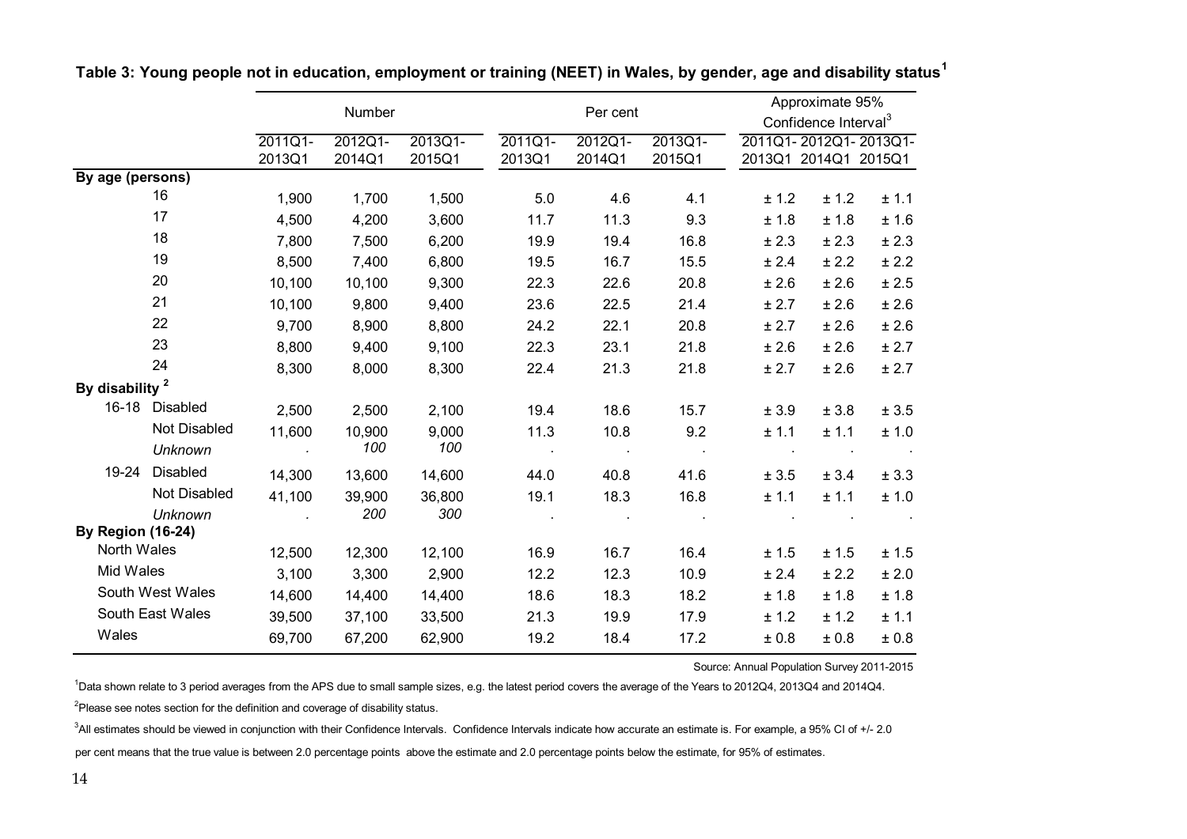**Table 3: Young people not in education, employment or training (NEET) in Wales, by gender, age and disability status[1]**

| | | Number | | | Per cent | | | Approximate 95% Confidence Interval[3] | | |
|---|---|---|---|---|---|---|---|---|---|---|
| | | 2011Q1-2013Q1 | 2012Q1-2014Q1 | 2013Q1-2015Q1 | 2011Q1-2013Q1 | 2012Q1-2014Q1 | 2013Q1-2015Q1 | 2011Q1-2013Q1 | 2012Q1-2014Q1 | 2013Q1-2015Q1 |
| **By age (persons)** | | | | | | | | | | |
| | 16 | 1,900 | 1,700 | 1,500 | 5.0 | 4.6 | 4.1 | ± 1.2 | ± 1.2 | ± 1.1 |
| | 17 | 4,500 | 4,200 | 3,600 | 11.7 | 11.3 | 9.3 | ± 1.8 | ± 1.8 | ± 1.6 |
| | 18 | 7,800 | 7,500 | 6,200 | 19.9 | 19.4 | 16.8 | ± 2.3 | ± 2.3 | ± 2.3 |
| | 19 | 8,500 | 7,400 | 6,800 | 19.5 | 16.7 | 15.5 | ± 2.4 | ± 2.2 | ± 2.2 |
| | 20 | 10,100 | 10,100 | 9,300 | 22.3 | 22.6 | 20.8 | ± 2.6 | ± 2.6 | ± 2.5 |
| | 21 | 10,100 | 9,800 | 9,400 | 23.6 | 22.5 | 21.4 | ± 2.7 | ± 2.6 | ± 2.6 |
| | 22 | 9,700 | 8,900 | 8,800 | 24.2 | 22.1 | 20.8 | ± 2.7 | ± 2.6 | ± 2.6 |
| | 23 | 8,800 | 9,400 | 9,100 | 22.3 | 23.1 | 21.8 | ± 2.6 | ± 2.6 | ± 2.7 |
| | 24 | 8,300 | 8,000 | 8,300 | 22.4 | 21.3 | 21.8 | ± 2.7 | ± 2.6 | ± 2.7 |
| **By disability[2]** | | | | | | | | | | |
| 16-18 | Disabled | 2,500 | 2,500 | 2,100 | 19.4 | 18.6 | 15.7 | ± 3.9 | ± 3.8 | ± 3.5 |
| | Not Disabled | 11,600 | 10,900 | 9,000 | 11.3 | 10.8 | 9.2 | ± 1.1 | ± 1.1 | ± 1.0 |
| | *Unknown* | . | *100* | *100* | . | . | . | . | . | . |
| 19-24 | Disabled | 14,300 | 13,600 | 14,600 | 44.0 | 40.8 | 41.6 | ± 3.5 | ± 3.4 | ± 3.3 |
| | Not Disabled | 41,100 | 39,900 | 36,800 | 19.1 | 18.3 | 16.8 | ± 1.1 | ± 1.1 | ± 1.0 |
| | *Unknown* | . | *200* | *300* | . | . | . | . | . | . |
| **By Region (16-24)** | | | | | | | | | | |
| North Wales | | 12,500 | 12,300 | 12,100 | 16.9 | 16.7 | 16.4 | ± 1.5 | ± 1.5 | ± 1.5 |
| Mid Wales | | 3,100 | 3,300 | 2,900 | 12.2 | 12.3 | 10.9 | ± 2.4 | ± 2.2 | ± 2.0 |
| South West Wales | | 14,600 | 14,400 | 14,400 | 18.6 | 18.3 | 18.2 | ± 1.8 | ± 1.8 | ± 1.8 |
| South East Wales | | 39,500 | 37,100 | 33,500 | 21.3 | 19.9 | 17.9 | ± 1.2 | ± 1.2 | ± 1.1 |
| Wales | | 69,700 | 67,200 | 62,900 | 19.2 | 18.4 | 17.2 | ± 0.8 | ± 0.8 | ± 0.8 |

Source: Annual Population Survey 2011-2015

[1]Data shown relate to 3 period averages from the APS due to small sample sizes, e.g. the latest period covers the average of the Years to 2012Q4, 2013Q4 and 2014Q4.

[2]Please see notes section for the definition and coverage of disability status.

[3]All estimates should be viewed in conjunction with their Confidence Intervals. Confidence Intervals indicate how accurate an estimate is. For example, a 95% CI of +/- 2.0 per cent means that the true value is between 2.0 percentage points above the estimate and 2.0 percentage points below the estimate, for 95% of estimates.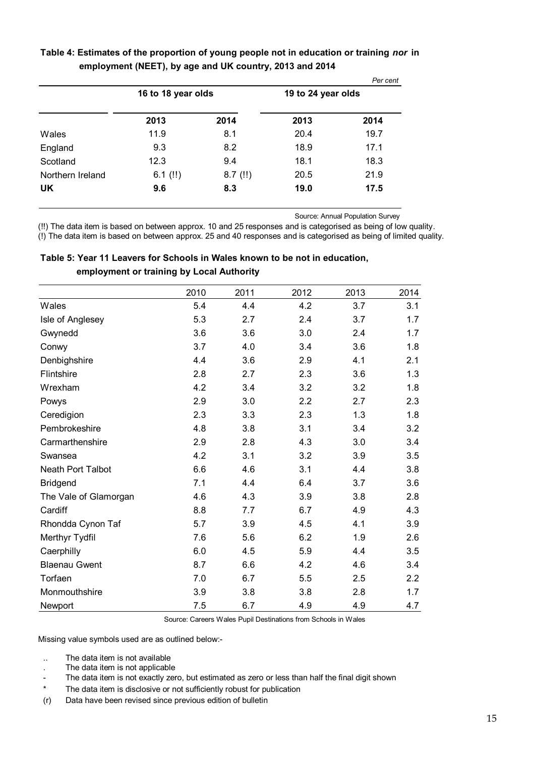**Table 4: Estimates of the proportion of young people not in education or training *nor* in employment (NEET), by age and UK country, 2013 and 2014**

*Per cent*

| | 16 to 18 year olds | | 19 to 24 year olds | |
|---|---|---|---|---|
| | 2013 | 2014 | 2013 | 2014 |
| Wales | 11.9 | 8.1 | 20.4 | 19.7 |
| England | 9.3 | 8.2 | 18.9 | 17.1 |
| Scotland | 12.3 | 9.4 | 18.1 | 18.3 |
| Northern Ireland | 6.1 (!!) | 8.7 (!!) | 20.5 | 21.9 |
| **UK** | **9.6** | **8.3** | **19.0** | **17.5** |

Source: Annual Population Survey

(!!) The data item is based on between approx. 10 and 25 responses and is categorised as being of low quality.
(!) The data item is based on between approx. 25 and 40 responses and is categorised as being of limited quality.

**Table 5: Year 11 Leavers for Schools in Wales known to be not in education, employment or training by Local Authority**

| | 2010 | 2011 | 2012 | 2013 | 2014 |
|---|---|---|---|---|---|
| Wales | 5.4 | 4.4 | 4.2 | 3.7 | 3.1 |
| Isle of Anglesey | 5.3 | 2.7 | 2.4 | 3.7 | 1.7 |
| Gwynedd | 3.6 | 3.6 | 3.0 | 2.4 | 1.7 |
| Conwy | 3.7 | 4.0 | 3.4 | 3.6 | 1.8 |
| Denbighshire | 4.4 | 3.6 | 2.9 | 4.1 | 2.1 |
| Flintshire | 2.8 | 2.7 | 2.3 | 3.6 | 1.3 |
| Wrexham | 4.2 | 3.4 | 3.2 | 3.2 | 1.8 |
| Powys | 2.9 | 3.0 | 2.2 | 2.7 | 2.3 |
| Ceredigion | 2.3 | 3.3 | 2.3 | 1.3 | 1.8 |
| Pembrokeshire | 4.8 | 3.8 | 3.1 | 3.4 | 3.2 |
| Carmarthenshire | 2.9 | 2.8 | 4.3 | 3.0 | 3.4 |
| Swansea | 4.2 | 3.1 | 3.2 | 3.9 | 3.5 |
| Neath Port Talbot | 6.6 | 4.6 | 3.1 | 4.4 | 3.8 |
| Bridgend | 7.1 | 4.4 | 6.4 | 3.7 | 3.6 |
| The Vale of Glamorgan | 4.6 | 4.3 | 3.9 | 3.8 | 2.8 |
| Cardiff | 8.8 | 7.7 | 6.7 | 4.9 | 4.3 |
| Rhondda Cynon Taf | 5.7 | 3.9 | 4.5 | 4.1 | 3.9 |
| Merthyr Tydfil | 7.6 | 5.6 | 6.2 | 1.9 | 2.6 |
| Caerphilly | 6.0 | 4.5 | 5.9 | 4.4 | 3.5 |
| Blaenau Gwent | 8.7 | 6.6 | 4.2 | 4.6 | 3.4 |
| Torfaen | 7.0 | 6.7 | 5.5 | 2.5 | 2.2 |
| Monmouthshire | 3.9 | 3.8 | 3.8 | 2.8 | 1.7 |
| Newport | 7.5 | 6.7 | 4.9 | 4.9 | 4.7 |

Source: Careers Wales Pupil Destinations from Schools in Wales

Missing value symbols used are as outlined below:-

- .. The data item is not available
- . The data item is not applicable
- \- The data item is not exactly zero, but estimated as zero or less than half the final digit shown
- \* The data item is disclosive or not sufficiently robust for publication
- (r) Data have been revised since previous edition of bulletin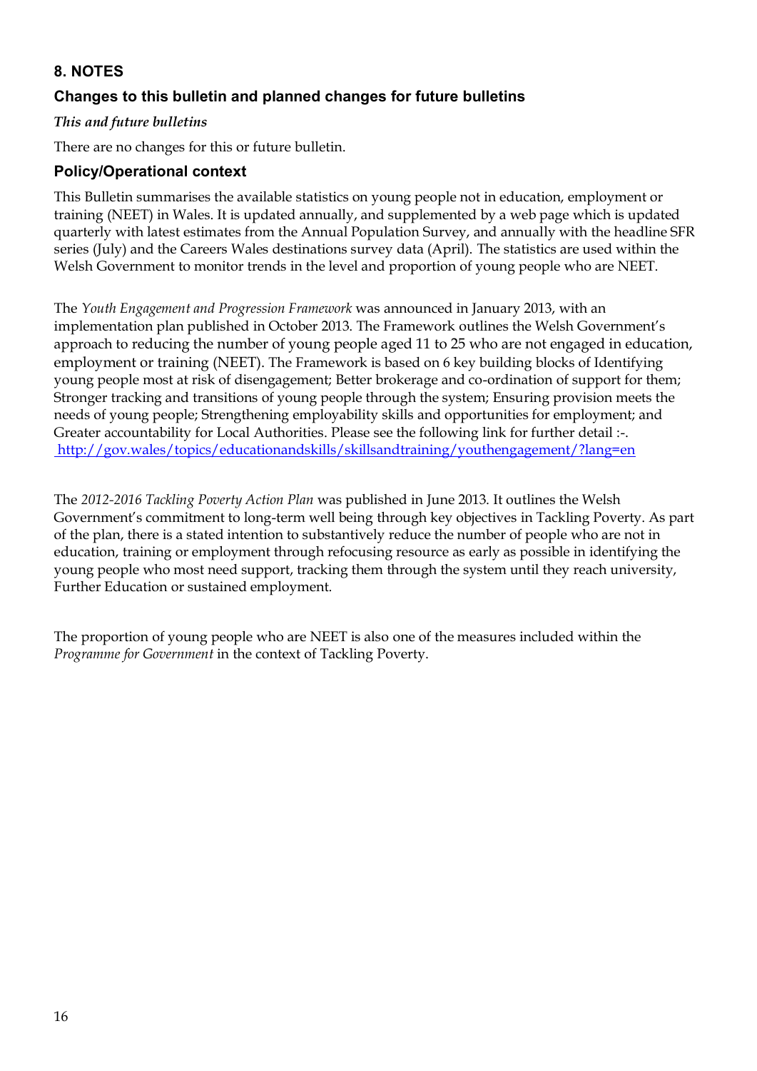## 8. NOTES

### Changes to this bulletin and planned changes for future bulletins

*This and future bulletins*

There are no changes for this or future bulletin.

### Policy/Operational context

This Bulletin summarises the available statistics on young people not in education, employment or training (NEET) in Wales. It is updated annually, and supplemented by a web page which is updated quarterly with latest estimates from the Annual Population Survey, and annually with the headline SFR series (July) and the Careers Wales destinations survey data (April). The statistics are used within the Welsh Government to monitor trends in the level and proportion of young people who are NEET.

The *Youth Engagement and Progression Framework* was announced in January 2013, with an implementation plan published in October 2013. The Framework outlines the Welsh Government's approach to reducing the number of young people aged 11 to 25 who are not engaged in education, employment or training (NEET). The Framework is based on 6 key building blocks of Identifying young people most at risk of disengagement; Better brokerage and co-ordination of support for them; Stronger tracking and transitions of young people through the system; Ensuring provision meets the needs of young people; Strengthening employability skills and opportunities for employment; and Greater accountability for Local Authorities. Please see the following link for further detail :-. [http://gov.wales/topics/educationandskills/skillsandtraining/youthengagement/?lang=en](http://gov.wales/topics/educationandskills/skillsandtraining/youthengagement/?lang=en)

The *2012-2016 Tackling Poverty Action Plan* was published in June 2013. It outlines the Welsh Government's commitment to long-term well being through key objectives in Tackling Poverty. As part of the plan, there is a stated intention to substantively reduce the number of people who are not in education, training or employment through refocusing resource as early as possible in identifying the young people who most need support, tracking them through the system until they reach university, Further Education or sustained employment.

The proportion of young people who are NEET is also one of the measures included within the *Programme for Government* in the context of Tackling Poverty.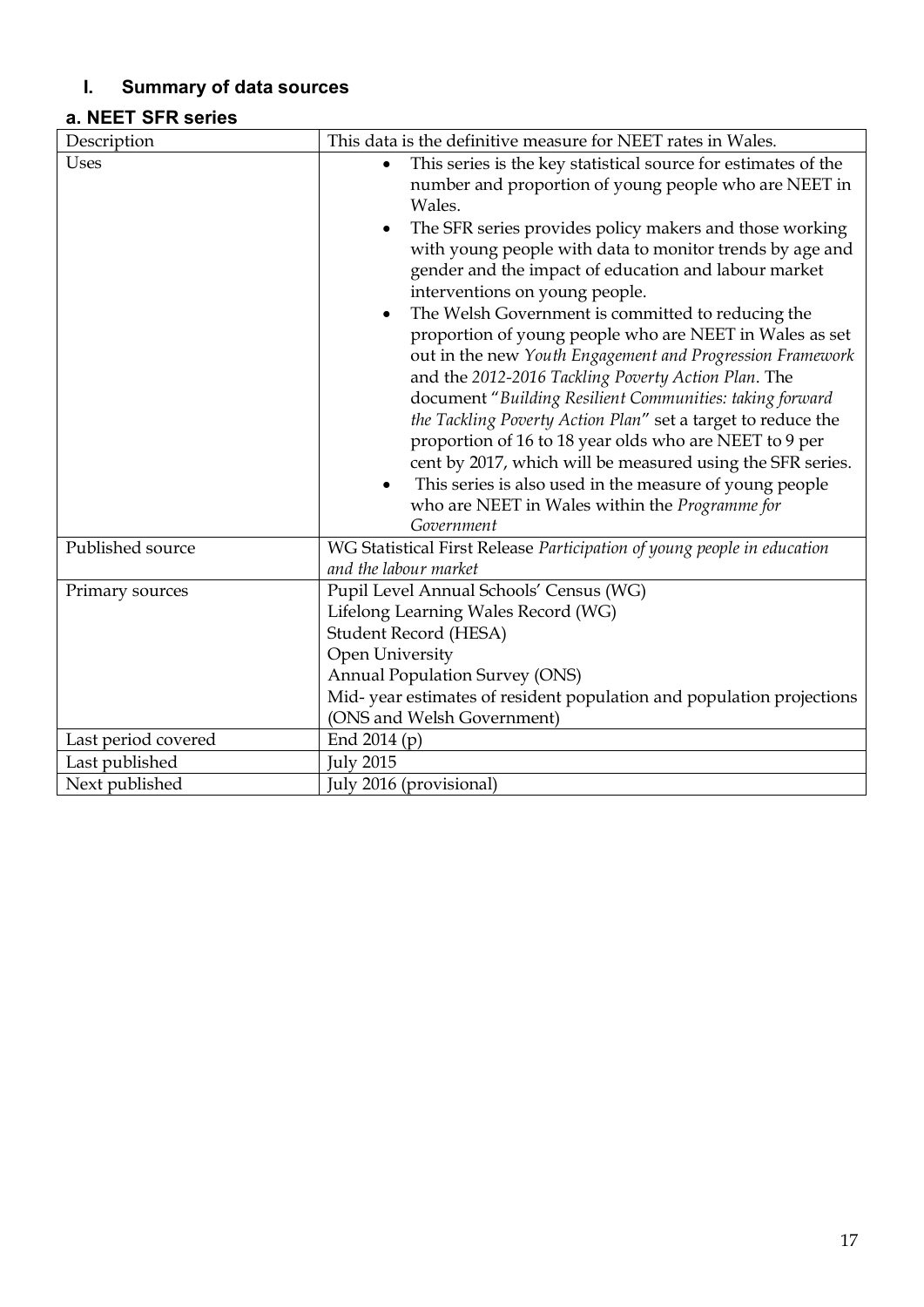## I. Summary of data sources

### a. NEET SFR series

| Description | This data is the definitive measure for NEET rates in Wales. |
|---|---|
| Uses | • This series is the key statistical source for estimates of the number and proportion of young people who are NEET in Wales.<br>• The SFR series provides policy makers and those working with young people with data to monitor trends by age and gender and the impact of education and labour market interventions on young people.<br>• The Welsh Government is committed to reducing the proportion of young people who are NEET in Wales as set out in the new *Youth Engagement and Progression Framework* and the *2012-2016 Tackling Poverty Action Plan*. The document "*Building Resilient Communities: taking forward the Tackling Poverty Action Plan*" set a target to reduce the proportion of 16 to 18 year olds who are NEET to 9 per cent by 2017, which will be measured using the SFR series.<br>• This series is also used in the measure of young people who are NEET in Wales within the *Programme for Government* |
| Published source | WG Statistical First Release *Participation of young people in education and the labour market* |
| Primary sources | Pupil Level Annual Schools' Census (WG)<br>Lifelong Learning Wales Record (WG)<br>Student Record (HESA)<br>Open University<br>Annual Population Survey (ONS)<br>Mid- year estimates of resident population and population projections (ONS and Welsh Government) |
| Last period covered | End 2014 (p) |
| Last published | July 2015 |
| Next published | July 2016 (provisional) |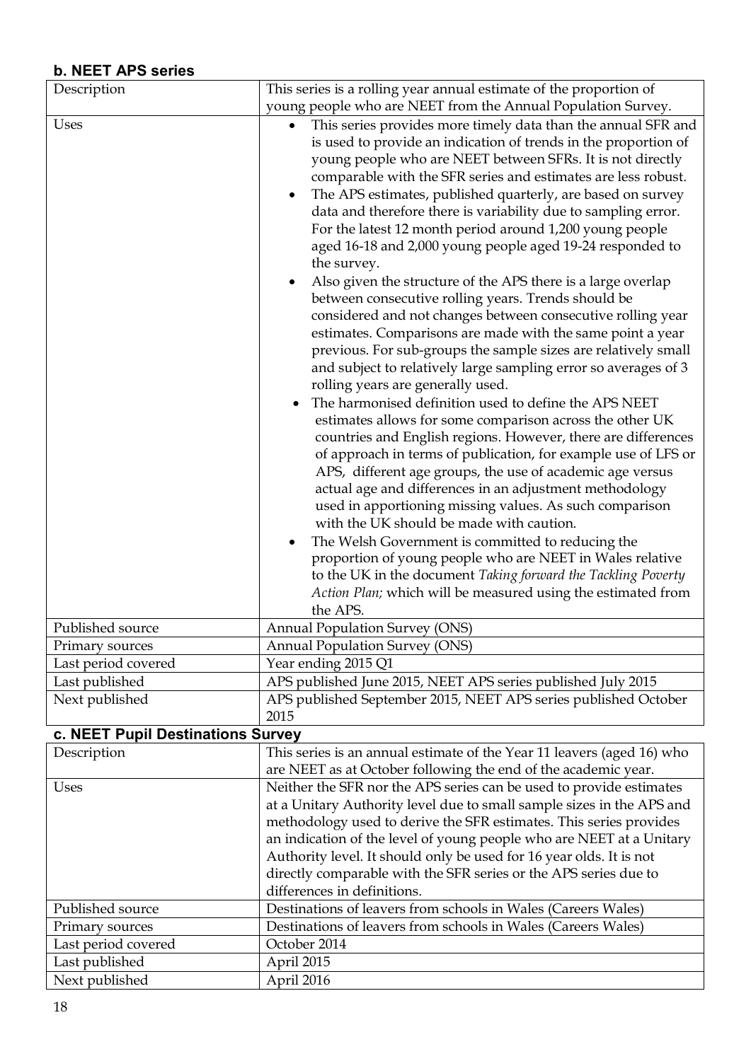### b. NEET APS series

| Description | This series is a rolling year annual estimate of the proportion of young people who are NEET from the Annual Population Survey. |
|---|---|
| Uses | • This series provides more timely data than the annual SFR and is used to provide an indication of trends in the proportion of young people who are NEET between SFRs. It is not directly comparable with the SFR series and estimates are less robust.<br>• The APS estimates, published quarterly, are based on survey data and therefore there is variability due to sampling error. For the latest 12 month period around 1,200 young people aged 16-18 and 2,000 young people aged 19-24 responded to the survey.<br>• Also given the structure of the APS there is a large overlap between consecutive rolling years. Trends should be considered and not changes between consecutive rolling year estimates. Comparisons are made with the same point a year previous. For sub-groups the sample sizes are relatively small and subject to relatively large sampling error so averages of 3 rolling years are generally used.<br>• The harmonised definition used to define the APS NEET estimates allows for some comparison across the other UK countries and English regions. However, there are differences of approach in terms of publication, for example use of LFS or APS, different age groups, the use of academic age versus actual age and differences in an adjustment methodology used in apportioning missing values. As such comparison with the UK should be made with caution.<br>• The Welsh Government is committed to reducing the proportion of young people who are NEET in Wales relative to the UK in the document *Taking forward the Tackling Poverty Action Plan;* which will be measured using the estimated from the APS. |
| Published source | Annual Population Survey (ONS) |
| Primary sources | Annual Population Survey (ONS) |
| Last period covered | Year ending 2015 Q1 |
| Last published | APS published June 2015, NEET APS series published July 2015 |
| Next published | APS published September 2015, NEET APS series published October 2015 |

### c. NEET Pupil Destinations Survey

| Description | This series is an annual estimate of the Year 11 leavers (aged 16) who are NEET as at October following the end of the academic year. |
|---|---|
| Uses | Neither the SFR nor the APS series can be used to provide estimates at a Unitary Authority level due to small sample sizes in the APS and methodology used to derive the SFR estimates. This series provides an indication of the level of young people who are NEET at a Unitary Authority level. It should only be used for 16 year olds. It is not directly comparable with the SFR series or the APS series due to differences in definitions. |
| Published source | Destinations of leavers from schools in Wales (Careers Wales) |
| Primary sources | Destinations of leavers from schools in Wales (Careers Wales) |
| Last period covered | October 2014 |
| Last published | April 2015 |
| Next published | April 2016 |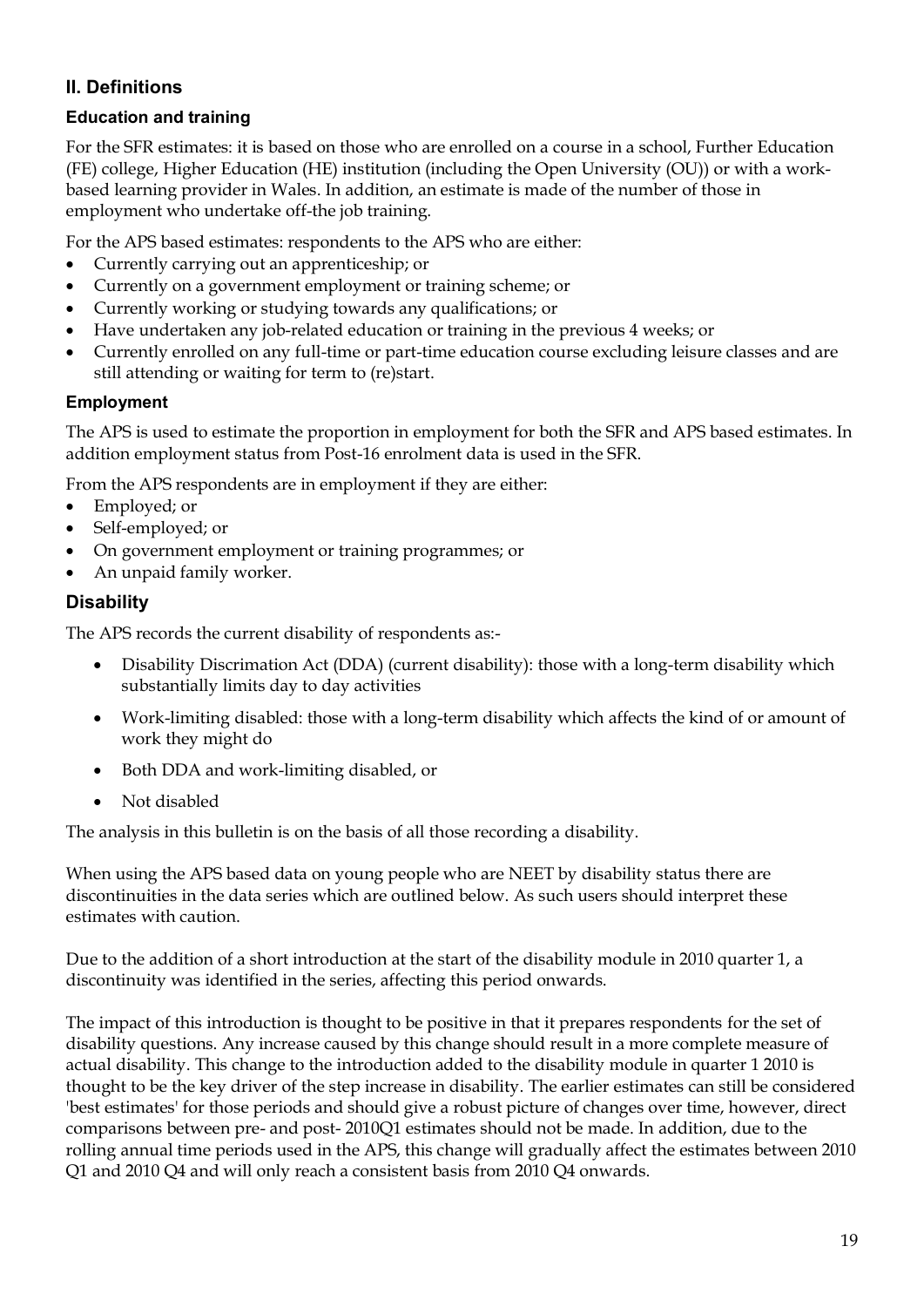## II. Definitions

### Education and training

For the SFR estimates: it is based on those who are enrolled on a course in a school, Further Education (FE) college, Higher Education (HE) institution (including the Open University (OU)) or with a work-based learning provider in Wales. In addition, an estimate is made of the number of those in employment who undertake off-the job training.

For the APS based estimates: respondents to the APS who are either:

- Currently carrying out an apprenticeship; or
- Currently on a government employment or training scheme; or
- Currently working or studying towards any qualifications; or
- Have undertaken any job-related education or training in the previous 4 weeks; or
- Currently enrolled on any full-time or part-time education course excluding leisure classes and are still attending or waiting for term to (re)start.

### Employment

The APS is used to estimate the proportion in employment for both the SFR and APS based estimates. In addition employment status from Post-16 enrolment data is used in the SFR.

From the APS respondents are in employment if they are either:

- Employed; or
- Self-employed; or
- On government employment or training programmes; or
- An unpaid family worker.

### Disability

The APS records the current disability of respondents as:-

- Disability Discrimation Act (DDA) (current disability): those with a long-term disability which substantially limits day to day activities
- Work-limiting disabled: those with a long-term disability which affects the kind of or amount of work they might do
- Both DDA and work-limiting disabled, or
- Not disabled

The analysis in this bulletin is on the basis of all those recording a disability.

When using the APS based data on young people who are NEET by disability status there are discontinuities in the data series which are outlined below. As such users should interpret these estimates with caution.

Due to the addition of a short introduction at the start of the disability module in 2010 quarter 1, a discontinuity was identified in the series, affecting this period onwards.

The impact of this introduction is thought to be positive in that it prepares respondents for the set of disability questions. Any increase caused by this change should result in a more complete measure of actual disability. This change to the introduction added to the disability module in quarter 1 2010 is thought to be the key driver of the step increase in disability. The earlier estimates can still be considered 'best estimates' for those periods and should give a robust picture of changes over time, however, direct comparisons between pre- and post- 2010Q1 estimates should not be made. In addition, due to the rolling annual time periods used in the APS, this change will gradually affect the estimates between 2010 Q1 and 2010 Q4 and will only reach a consistent basis from 2010 Q4 onwards.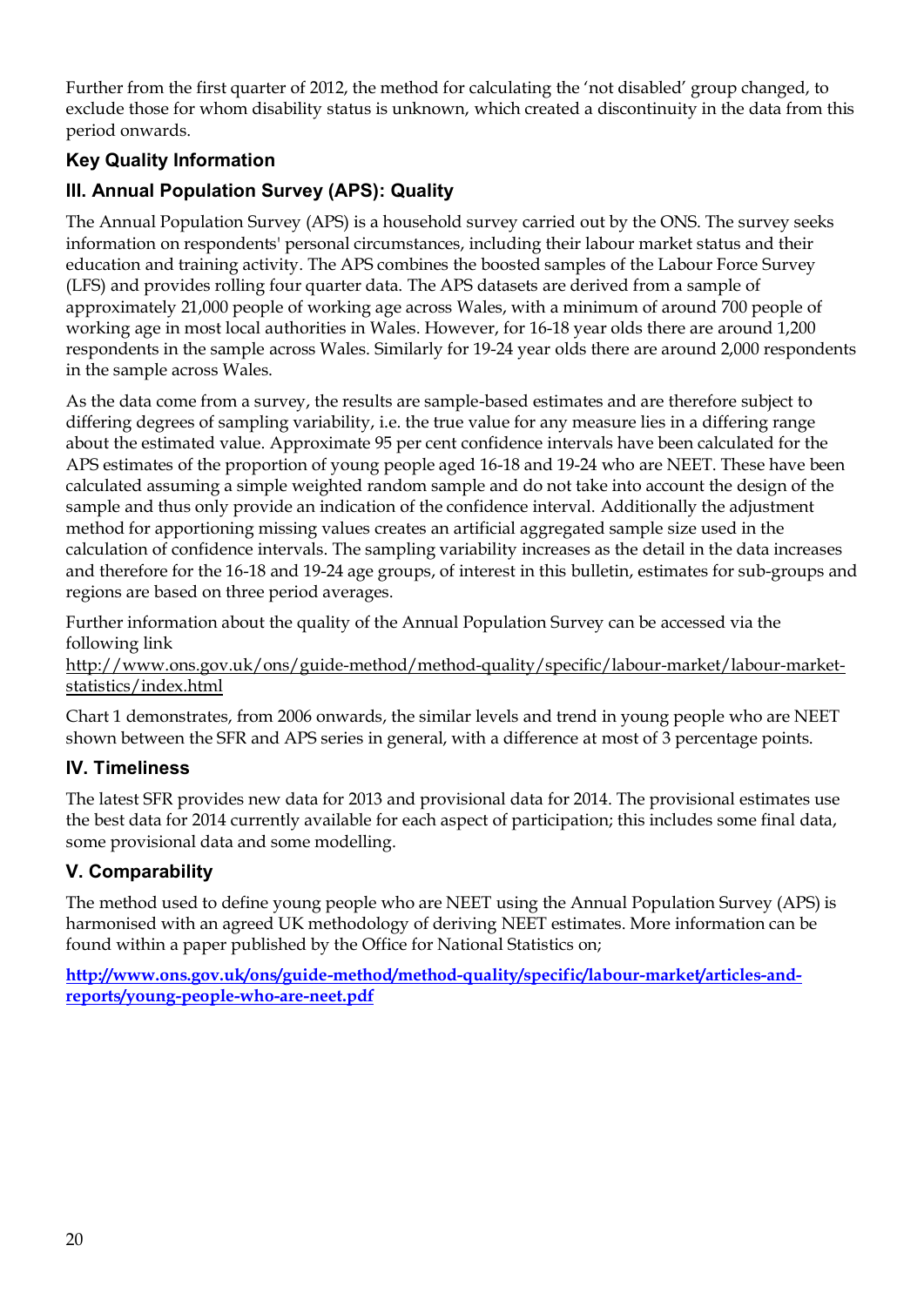Further from the first quarter of 2012, the method for calculating the 'not disabled' group changed, to exclude those for whom disability status is unknown, which created a discontinuity in the data from this period onwards.

### Key Quality Information

### III. Annual Population Survey (APS): Quality

The Annual Population Survey (APS) is a household survey carried out by the ONS. The survey seeks information on respondents' personal circumstances, including their labour market status and their education and training activity. The APS combines the boosted samples of the Labour Force Survey (LFS) and provides rolling four quarter data. The APS datasets are derived from a sample of approximately 21,000 people of working age across Wales, with a minimum of around 700 people of working age in most local authorities in Wales. However, for 16-18 year olds there are around 1,200 respondents in the sample across Wales. Similarly for 19-24 year olds there are around 2,000 respondents in the sample across Wales.

As the data come from a survey, the results are sample-based estimates and are therefore subject to differing degrees of sampling variability, i.e. the true value for any measure lies in a differing range about the estimated value. Approximate 95 per cent confidence intervals have been calculated for the APS estimates of the proportion of young people aged 16-18 and 19-24 who are NEET. These have been calculated assuming a simple weighted random sample and do not take into account the design of the sample and thus only provide an indication of the confidence interval. Additionally the adjustment method for apportioning missing values creates an artificial aggregated sample size used in the calculation of confidence intervals. The sampling variability increases as the detail in the data increases and therefore for the 16-18 and 19-24 age groups, of interest in this bulletin, estimates for sub-groups and regions are based on three period averages.

Further information about the quality of the Annual Population Survey can be accessed via the following link
http://www.ons.gov.uk/ons/guide-method/method-quality/specific/labour-market/labour-market-statistics/index.html

Chart 1 demonstrates, from 2006 onwards, the similar levels and trend in young people who are NEET shown between the SFR and APS series in general, with a difference at most of 3 percentage points.

### IV. Timeliness

The latest SFR provides new data for 2013 and provisional data for 2014. The provisional estimates use the best data for 2014 currently available for each aspect of participation; this includes some final data, some provisional data and some modelling.

### V. Comparability

The method used to define young people who are NEET using the Annual Population Survey (APS) is harmonised with an agreed UK methodology of deriving NEET estimates. More information can be found within a paper published by the Office for National Statistics on;

**http://www.ons.gov.uk/ons/guide-method/method-quality/specific/labour-market/articles-and-reports/young-people-who-are-neet.pdf**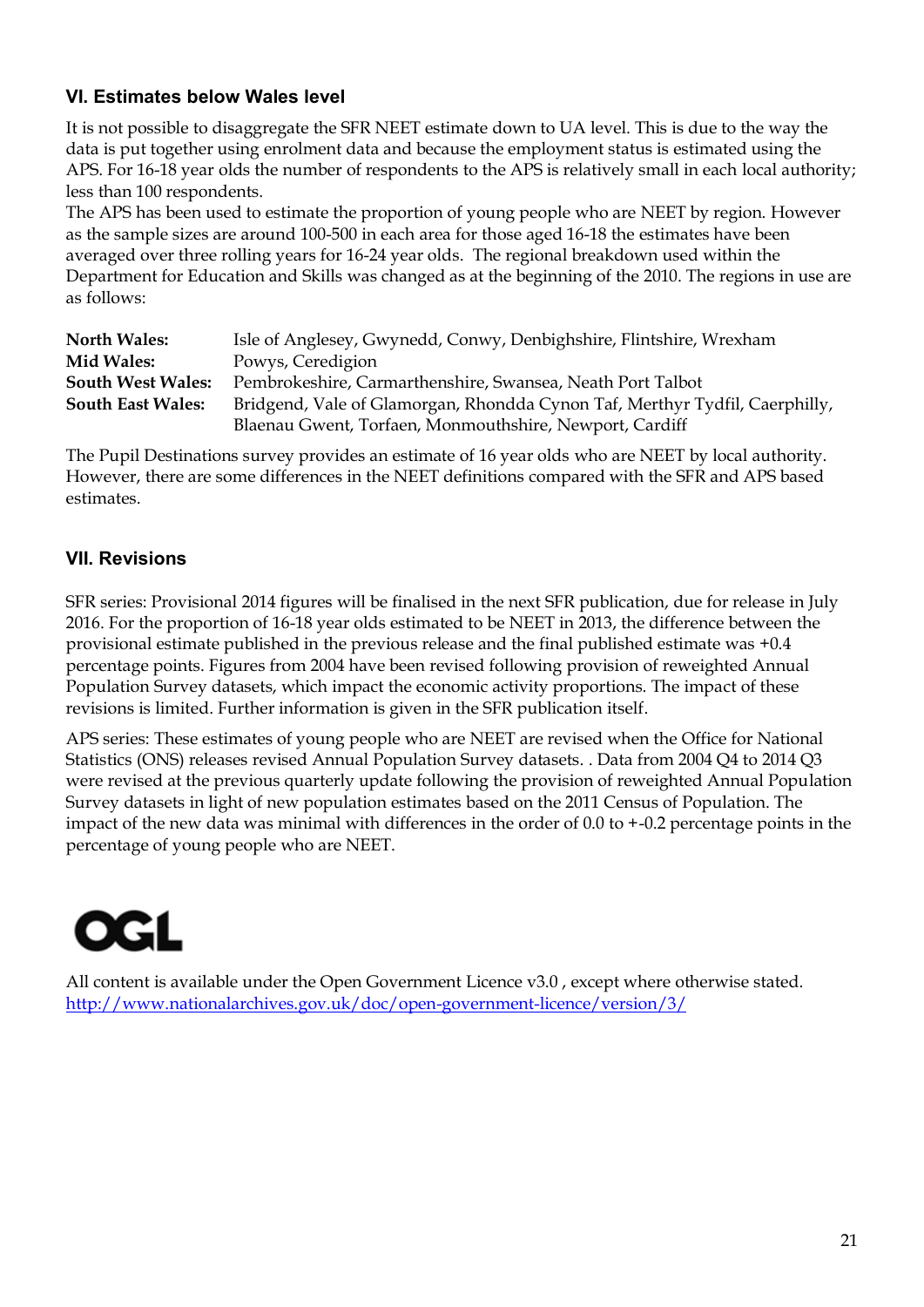## VI. Estimates below Wales level

It is not possible to disaggregate the SFR NEET estimate down to UA level. This is due to the way the data is put together using enrolment data and because the employment status is estimated using the APS. For 16-18 year olds the number of respondents to the APS is relatively small in each local authority; less than 100 respondents.

The APS has been used to estimate the proportion of young people who are NEET by region. However as the sample sizes are around 100-500 in each area for those aged 16-18 the estimates have been averaged over three rolling years for 16-24 year olds. The regional breakdown used within the Department for Education and Skills was changed as at the beginning of the 2010. The regions in use are as follows:

| | |
|---|---|
| **North Wales:** | Isle of Anglesey, Gwynedd, Conwy, Denbighshire, Flintshire, Wrexham |
| **Mid Wales:** | Powys, Ceredigion |
| **South West Wales:** | Pembrokeshire, Carmarthenshire, Swansea, Neath Port Talbot |
| **South East Wales:** | Bridgend, Vale of Glamorgan, Rhondda Cynon Taf, Merthyr Tydfil, Caerphilly, Blaenau Gwent, Torfaen, Monmouthshire, Newport, Cardiff |

The Pupil Destinations survey provides an estimate of 16 year olds who are NEET by local authority. However, there are some differences in the NEET definitions compared with the SFR and APS based estimates.

## VII. Revisions

SFR series: Provisional 2014 figures will be finalised in the next SFR publication, due for release in July 2016. For the proportion of 16-18 year olds estimated to be NEET in 2013, the difference between the provisional estimate published in the previous release and the final published estimate was +0.4 percentage points. Figures from 2004 have been revised following provision of reweighted Annual Population Survey datasets, which impact the economic activity proportions. The impact of these revisions is limited. Further information is given in the SFR publication itself.

APS series: These estimates of young people who are NEET are revised when the Office for National Statistics (ONS) releases revised Annual Population Survey datasets. . Data from 2004 Q4 to 2014 Q3 were revised at the previous quarterly update following the provision of reweighted Annual Population Survey datasets in light of new population estimates based on the 2011 Census of Population. The impact of the new data was minimal with differences in the order of 0.0 to +-0.2 percentage points in the percentage of young people who are NEET.

OGL

All content is available under the Open Government Licence v3.0 , except where otherwise stated.
http://www.nationalarchives.gov.uk/doc/open-government-licence/version/3/